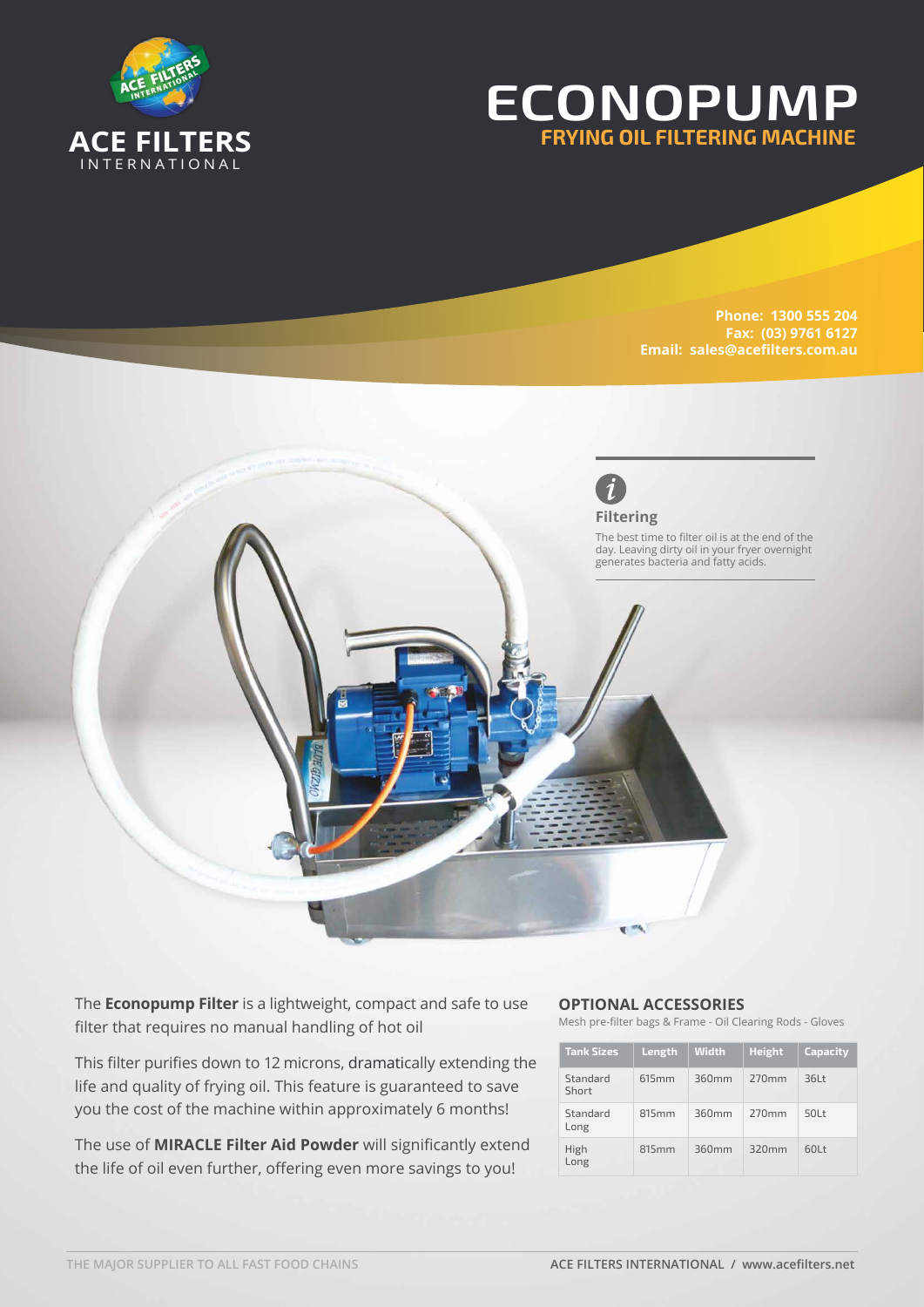ACE FILTERS INTERNATIONAL

# ECONOPUMP

## FRYING OIL FILTERING MACHINE

**Phone: 1300 555 204**
**Fax: (03) 9761 6127**
**Email: sales@acefilters.com.au**

### Filtering

The best time to filter oil is at the end of the day. Leaving dirty oil in your fryer overnight generates bacteria and fatty acids.

The **Econopump Filter** is a lightweight, compact and safe to use filter that requires no manual handling of hot oil

This filter purifies down to 12 microns, dramatically extending the life and quality of frying oil. This feature is guaranteed to save you the cost of the machine within approximately 6 months!

The use of **MIRACLE Filter Aid Powder** will significantly extend the life of oil even further, offering even more savings to you!

### OPTIONAL ACCESSORIES

Mesh pre-filter bags & Frame - Oil Clearing Rods - Gloves

| Tank Sizes | Length | Width | Height | Capacity |
|---|---|---|---|---|
| Standard Short | 615mm | 360mm | 270mm | 36Lt |
| Standard Long | 815mm | 360mm | 270mm | 50Lt |
| High Long | 815mm | 360mm | 320mm | 60Lt |

THE MAJOR SUPPLIER TO ALL FAST FOOD CHAINS

ACE FILTERS INTERNATIONAL / www.acefilters.net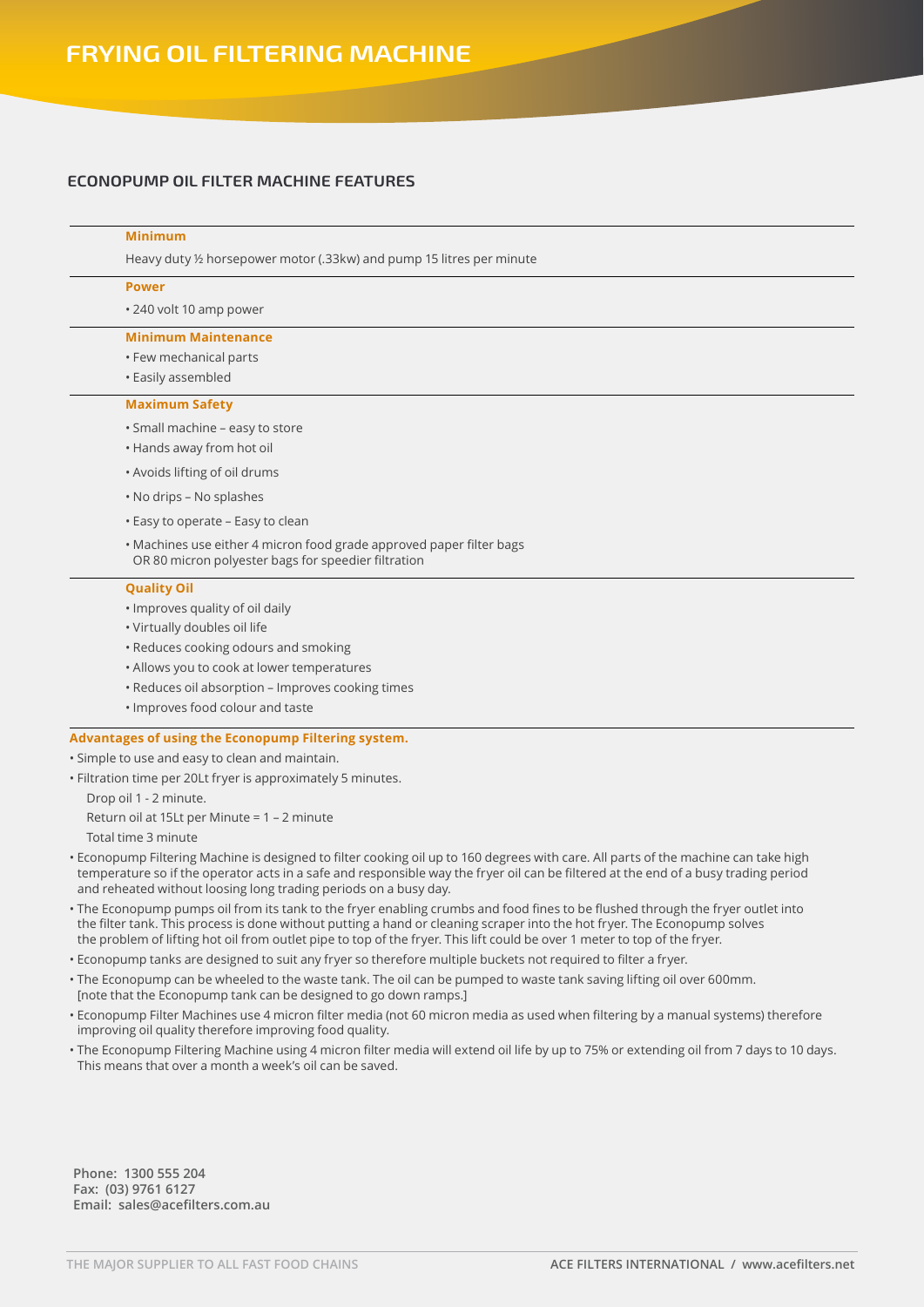# FRYING OIL FILTERING MACHINE

## ECONOPUMP OIL FILTER MACHINE FEATURES

**Minimum**

Heavy duty ½ horsepower motor (.33kw) and pump 15 litres per minute

**Power**

- 240 volt 10 amp power

**Minimum Maintenance**

- Few mechanical parts
- Easily assembled

**Maximum Safety**

- Small machine – easy to store
- Hands away from hot oil
- Avoids lifting of oil drums
- No drips – No splashes
- Easy to operate – Easy to clean
- Machines use either 4 micron food grade approved paper filter bags OR 80 micron polyester bags for speedier filtration

**Quality Oil**

- Improves quality of oil daily
- Virtually doubles oil life
- Reduces cooking odours and smoking
- Allows you to cook at lower temperatures
- Reduces oil absorption – Improves cooking times
- Improves food colour and taste

**Advantages of using the Econopump Filtering system.**

- Simple to use and easy to clean and maintain.
- Filtration time per 20Lt fryer is approximately 5 minutes.

  Drop oil 1 - 2 minute.

  Return oil at 15Lt per Minute = 1 – 2 minute

  Total time 3 minute
- Econopump Filtering Machine is designed to filter cooking oil up to 160 degrees with care. All parts of the machine can take high temperature so if the operator acts in a safe and responsible way the fryer oil can be filtered at the end of a busy trading period and reheated without loosing long trading periods on a busy day.
- The Econopump pumps oil from its tank to the fryer enabling crumbs and food fines to be flushed through the fryer outlet into the filter tank. This process is done without putting a hand or cleaning scraper into the hot fryer. The Econopump solves the problem of lifting hot oil from outlet pipe to top of the fryer. This lift could be over 1 meter to top of the fryer.
- Econopump tanks are designed to suit any fryer so therefore multiple buckets not required to filter a fryer.
- The Econopump can be wheeled to the waste tank. The oil can be pumped to waste tank saving lifting oil over 600mm. [note that the Econopump tank can be designed to go down ramps.]
- Econopump Filter Machines use 4 micron filter media (not 60 micron media as used when filtering by a manual systems) therefore improving oil quality therefore improving food quality.
- The Econopump Filtering Machine using 4 micron filter media will extend oil life by up to 75% or extending oil from 7 days to 10 days. This means that over a month a week's oil can be saved.

**Phone: 1300 555 204**
**Fax: (03) 9761 6127**
**Email: sales@acefilters.com.au**

THE MAJOR SUPPLIER TO ALL FAST FOOD CHAINS

ACE FILTERS INTERNATIONAL / www.acefilters.net